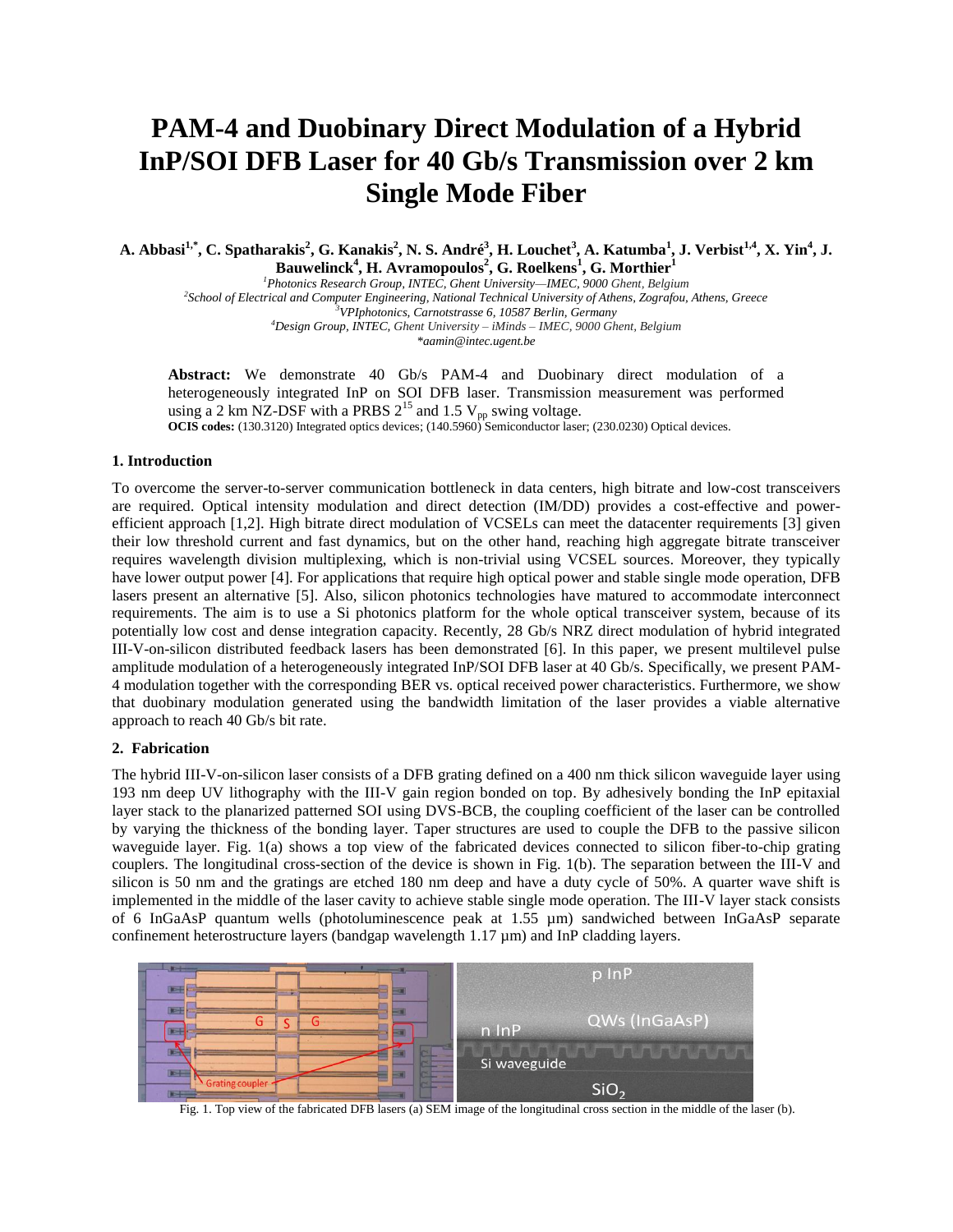# PAM-4 and Duobinary Direct Modulation of a Hybrid InP/SOI DFB Laser for 40 Gb/s Transmission over 2 km Single Mode Fiber

**A. Abbasi[1,*], C. Spatharakis[2], G. Kanakis[2], N. S. André[3], H. Louchet[3], A. Katumba[1], J. Verbist[1,4], X. Yin[4], J. Bauwelinck[4], H. Avramopoulos[2], G. Roelkens[1], G. Morthier[1]**

[1]*Photonics Research Group, INTEC, Ghent University—IMEC, 9000 Ghent, Belgium*
[2]*School of Electrical and Computer Engineering, National Technical University of Athens, Zografou, Athens, Greece*
[3]*VPIphotonics, Carnotstrasse 6, 10587 Berlin, Germany*
[4]*Design Group, INTEC, Ghent University – iMinds – IMEC, 9000 Ghent, Belgium*
*\*aamin@intec.ugent.be*

**Abstract:** We demonstrate 40 Gb/s PAM-4 and Duobinary direct modulation of a heterogeneously integrated InP on SOI DFB laser. Transmission measurement was performed using a 2 km NZ-DSF with a PRBS $2^{15}$ and 1.5 $V_{pp}$ swing voltage.
**OCIS codes:** (130.3120) Integrated optics devices; (140.5960) Semiconductor laser; (230.0230) Optical devices.

## 1. Introduction

To overcome the server-to-server communication bottleneck in data centers, high bitrate and low-cost transceivers are required. Optical intensity modulation and direct detection (IM/DD) provides a cost-effective and power-efficient approach [1,2]. High bitrate direct modulation of VCSELs can meet the datacenter requirements [3] given their low threshold current and fast dynamics, but on the other hand, reaching high aggregate bitrate transceiver requires wavelength division multiplexing, which is non-trivial using VCSEL sources. Moreover, they typically have lower output power [4]. For applications that require high optical power and stable single mode operation, DFB lasers present an alternative [5]. Also, silicon photonics technologies have matured to accommodate interconnect requirements. The aim is to use a Si photonics platform for the whole optical transceiver system, because of its potentially low cost and dense integration capacity. Recently, 28 Gb/s NRZ direct modulation of hybrid integrated III-V-on-silicon distributed feedback lasers has been demonstrated [6]. In this paper, we present multilevel pulse amplitude modulation of a heterogeneously integrated InP/SOI DFB laser at 40 Gb/s. Specifically, we present PAM-4 modulation together with the corresponding BER vs. optical received power characteristics. Furthermore, we show that duobinary modulation generated using the bandwidth limitation of the laser provides a viable alternative approach to reach 40 Gb/s bit rate.

## 2. Fabrication

The hybrid III-V-on-silicon laser consists of a DFB grating defined on a 400 nm thick silicon waveguide layer using 193 nm deep UV lithography with the III-V gain region bonded on top. By adhesively bonding the InP epitaxial layer stack to the planarized patterned SOI using DVS-BCB, the coupling coefficient of the laser can be controlled by varying the thickness of the bonding layer. Taper structures are used to couple the DFB to the passive silicon waveguide layer. Fig. 1(a) shows a top view of the fabricated devices connected to silicon fiber-to-chip grating couplers. The longitudinal cross-section of the device is shown in Fig. 1(b). The separation between the III-V and silicon is 50 nm and the gratings are etched 180 nm deep and have a duty cycle of 50%. A quarter wave shift is implemented in the middle of the laser cavity to achieve stable single mode operation. The III-V layer stack consists of 6 InGaAsP quantum wells (photoluminescence peak at 1.55 µm) sandwiched between InGaAsP separate confinement heterostructure layers (bandgap wavelength 1.17 µm) and InP cladding layers.

Fig. 1. Top view of the fabricated DFB lasers (a) SEM image of the longitudinal cross section in the middle of the laser (b).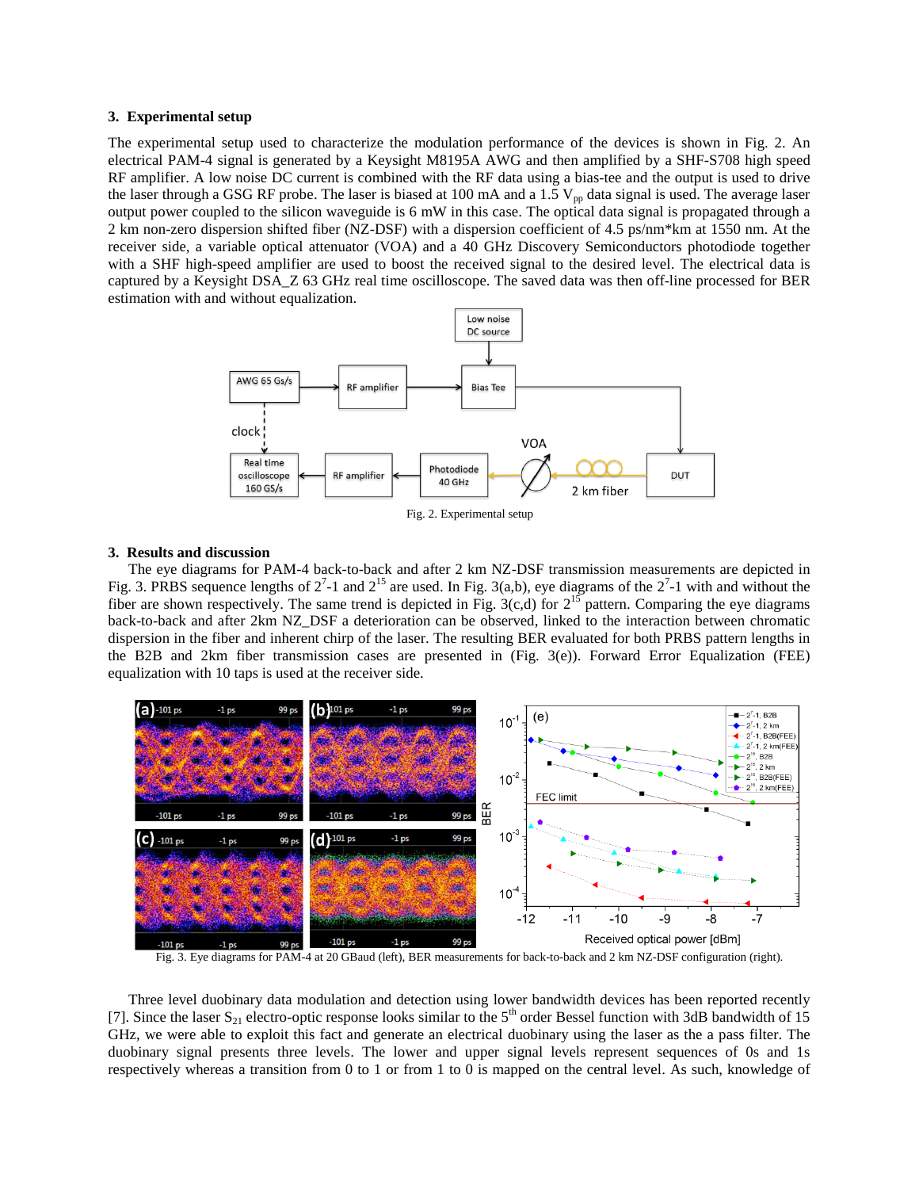### 3. Experimental setup

The experimental setup used to characterize the modulation performance of the devices is shown in Fig. 2. An electrical PAM-4 signal is generated by a Keysight M8195A AWG and then amplified by a SHF-S708 high speed RF amplifier. A low noise DC current is combined with the RF data using a bias-tee and the output is used to drive the laser through a GSG RF probe. The laser is biased at 100 mA and a 1.5 $V_{pp}$ data signal is used. The average laser output power coupled to the silicon waveguide is 6 mW in this case. The optical data signal is propagated through a 2 km non-zero dispersion shifted fiber (NZ-DSF) with a dispersion coefficient of 4.5 ps/nm*km at 1550 nm. At the receiver side, a variable optical attenuator (VOA) and a 40 GHz Discovery Semiconductors photodiode together with a SHF high-speed amplifier are used to boost the received signal to the desired level. The electrical data is captured by a Keysight DSA_Z 63 GHz real time oscilloscope. The saved data was then off-line processed for BER estimation with and without equalization.

Fig. 2. Experimental setup

### 3. Results and discussion

The eye diagrams for PAM-4 back-to-back and after 2 km NZ-DSF transmission measurements are depicted in Fig. 3. PRBS sequence lengths of $2^7$-1 and $2^{15}$ are used. In Fig. 3(a,b), eye diagrams of the $2^7$-1 with and without the fiber are shown respectively. The same trend is depicted in Fig. 3(c,d) for $2^{15}$ pattern. Comparing the eye diagrams back-to-back and after 2km NZ_DSF a deterioration can be observed, linked to the interaction between chromatic dispersion in the fiber and inherent chirp of the laser. The resulting BER evaluated for both PRBS pattern lengths in the B2B and 2km fiber transmission cases are presented in (Fig. 3(e)). Forward Error Equalization (FEE) equalization with 10 taps is used at the receiver side.

Fig. 3. Eye diagrams for PAM-4 at 20 GBaud (left), BER measurements for back-to-back and 2 km NZ-DSF configuration (right).

Three level duobinary data modulation and detection using lower bandwidth devices has been reported recently [7]. Since the laser $S_{21}$ electro-optic response looks similar to the 5th order Bessel function with 3dB bandwidth of 15 GHz, we were able to exploit this fact and generate an electrical duobinary using the laser as the a pass filter. The duobinary signal presents three levels. The lower and upper signal levels represent sequences of 0s and 1s respectively whereas a transition from 0 to 1 or from 1 to 0 is mapped on the central level. As such, knowledge of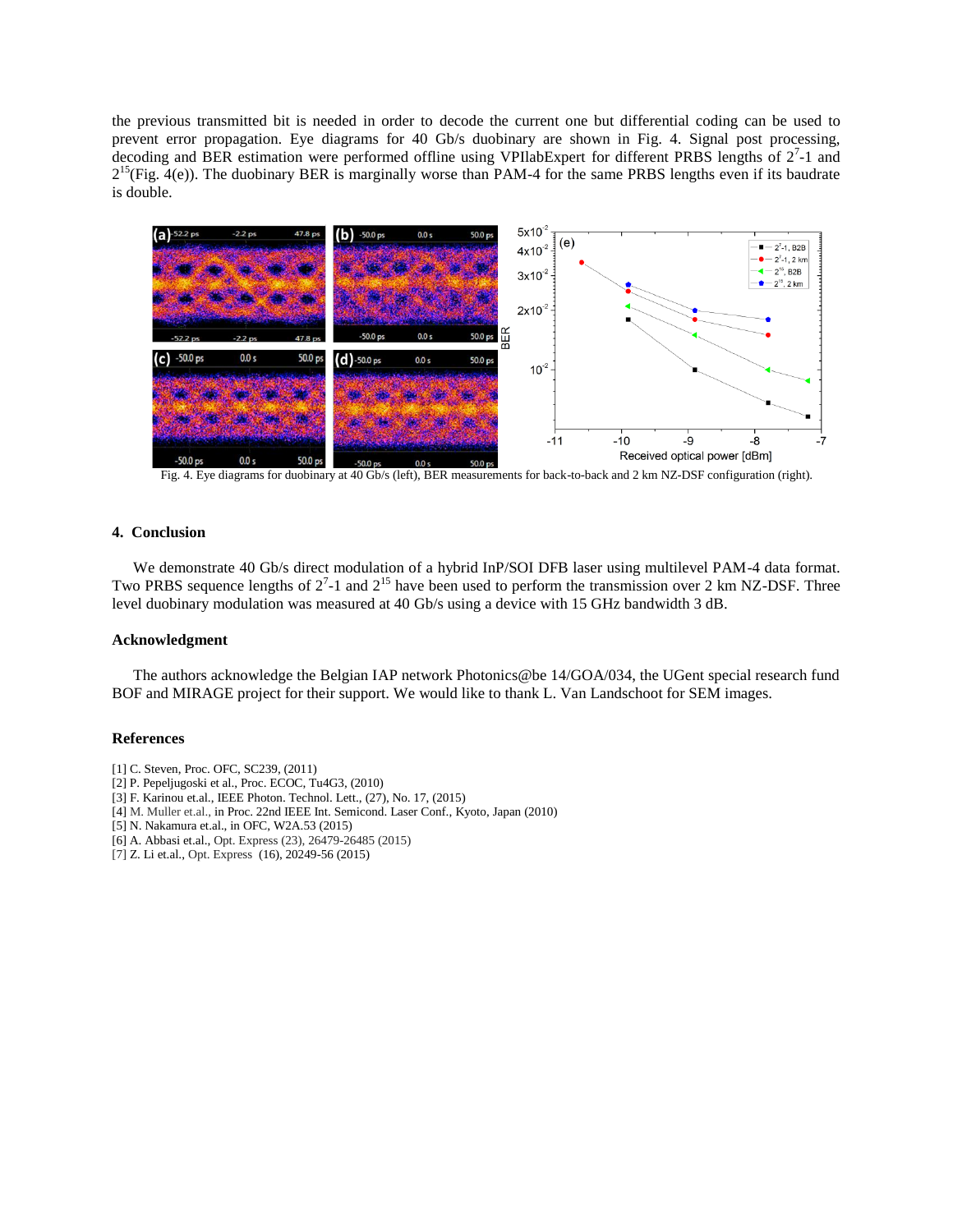the previous transmitted bit is needed in order to decode the current one but differential coding can be used to prevent error propagation. Eye diagrams for 40 Gb/s duobinary are shown in Fig. 4. Signal post processing, decoding and BER estimation were performed offline using VPIlabExpert for different PRBS lengths of $2^7$-1 and $2^{15}$(Fig. 4(e)). The duobinary BER is marginally worse than PAM-4 for the same PRBS lengths even if its baudrate is double.

(a) -52.2 ps -2.2 ps 47.8 ps
-52.2 ps -2.2 ps 47.8 ps

(b) -50.0 ps 0.0 s 50.0 ps
-50.0 ps 0.0 s 50.0 ps

(c) -50.0 ps 0.0 s 50.0 ps
-50.0 ps 0.0 s 50.0 ps

(d) -50.0 ps 0.0 s 50.0 ps
-50.0 ps 0.0 s 50.0 ps

(e)
BER
5x10$^{-2}$
4x10$^{-2}$
3x10$^{-2}$
2x10$^{-2}$
10$^{-2}$
-11 -10 -9 -8 -7
Received optical power [dBm]
$2^7$-1, B2B
$2^7$-1, 2 km
$2^{15}$, B2B
$2^{15}$, 2 km

Fig. 4. Eye diagrams for duobinary at 40 Gb/s (left), BER measurements for back-to-back and 2 km NZ-DSF configuration (right).

## 4. Conclusion

We demonstrate 40 Gb/s direct modulation of a hybrid InP/SOI DFB laser using multilevel PAM-4 data format. Two PRBS sequence lengths of $2^7$-1 and $2^{15}$ have been used to perform the transmission over 2 km NZ-DSF. Three level duobinary modulation was measured at 40 Gb/s using a device with 15 GHz bandwidth 3 dB.

## Acknowledgment

The authors acknowledge the Belgian IAP network Photonics@be 14/GOA/034, the UGent special research fund BOF and MIRAGE project for their support. We would like to thank L. Van Landschoot for SEM images.

## References

[1] C. Steven, Proc. OFC, SC239, (2011)
[2] P. Pepeljugoski et al., Proc. ECOC, Tu4G3, (2010)
[3] F. Karinou et.al., IEEE Photon. Technol. Lett., (27), No. 17, (2015)
[4] M. Muller et.al., in Proc. 22nd IEEE Int. Semicond. Laser Conf., Kyoto, Japan (2010)
[5] N. Nakamura et.al., in OFC, W2A.53 (2015)
[6] A. Abbasi et.al., Opt. Express (23), 26479-26485 (2015)
[7] Z. Li et.al., Opt. Express (16), 20249-56 (2015)